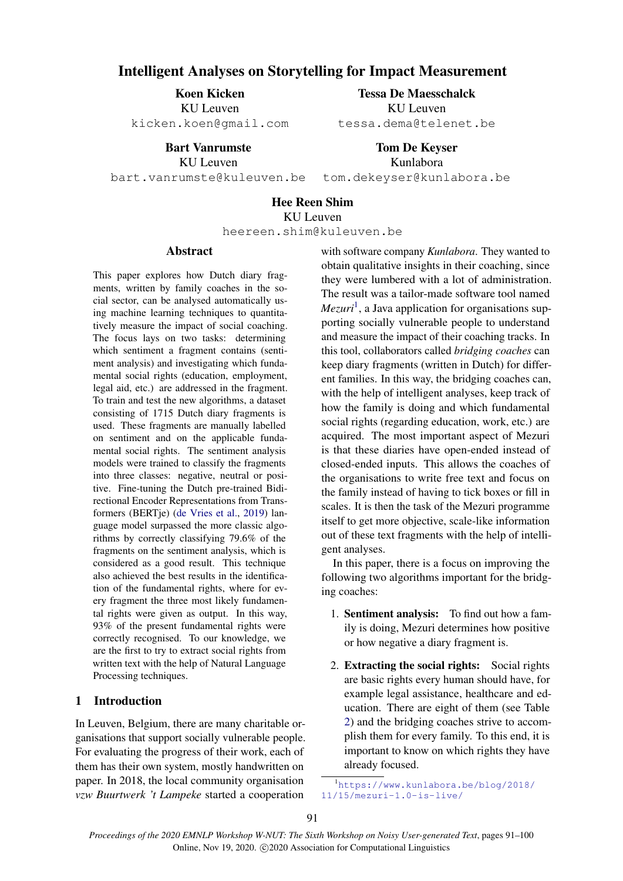# Intelligent Analyses on Storytelling for Impact Measurement

**Koen Kicken**
KU Leuven
kicken.koen@gmail.com

**Tessa De Maesschalck**
KU Leuven
tessa.dema@telenet.be

**Bart Vanrumste**
KU Leuven
bart.vanrumste@kuleuven.be

**Tom De Keyser**
Kunlabora
tom.dekeyser@kunlabora.be

**Hee Reen Shim**
KU Leuven
heereen.shim@kuleuven.be

## Abstract

This paper explores how Dutch diary fragments, written by family coaches in the social sector, can be analysed automatically using machine learning techniques to quantitatively measure the impact of social coaching. The focus lays on two tasks: determining which sentiment a fragment contains (sentiment analysis) and investigating which fundamental social rights (education, employment, legal aid, etc.) are addressed in the fragment. To train and test the new algorithms, a dataset consisting of 1715 Dutch diary fragments is used. These fragments are manually labelled on sentiment and on the applicable fundamental social rights. The sentiment analysis models were trained to classify the fragments into three classes: negative, neutral or positive. Fine-tuning the Dutch pre-trained Bidirectional Encoder Representations from Transformers (BERTje) (de Vries et al., 2019) language model surpassed the more classic algorithms by correctly classifying 79.6% of the fragments on the sentiment analysis, which is considered as a good result. This technique also achieved the best results in the identification of the fundamental rights, where for every fragment the three most likely fundamental rights were given as output. In this way, 93% of the present fundamental rights were correctly recognised. To our knowledge, we are the first to try to extract social rights from written text with the help of Natural Language Processing techniques.

## 1 Introduction

In Leuven, Belgium, there are many charitable organisations that support socially vulnerable people. For evaluating the progress of their work, each of them has their own system, mostly handwritten on paper. In 2018, the local community organisation *vzw Buurtwerk 't Lampeke* started a cooperation with software company *Kunlabora*. They wanted to obtain qualitative insights in their coaching, since they were lumbered with a lot of administration. The result was a tailor-made software tool named *Mezuri*[1], a Java application for organisations supporting socially vulnerable people to understand and measure the impact of their coaching tracks. In this tool, collaborators called *bridging coaches* can keep diary fragments (written in Dutch) for different families. In this way, the bridging coaches can, with the help of intelligent analyses, keep track of how the family is doing and which fundamental social rights (regarding education, work, etc.) are acquired. The most important aspect of Mezuri is that these diaries have open-ended instead of closed-ended inputs. This allows the coaches of the organisations to write free text and focus on the family instead of having to tick boxes or fill in scales. It is then the task of the Mezuri programme itself to get more objective, scale-like information out of these text fragments with the help of intelligent analyses.

In this paper, there is a focus on improving the following two algorithms important for the bridging coaches:

1. **Sentiment analysis:** To find out how a family is doing, Mezuri determines how positive or how negative a diary fragment is.

2. **Extracting the social rights:** Social rights are basic rights every human should have, for example legal assistance, healthcare and education. There are eight of them (see Table 2) and the bridging coaches strive to accomplish them for every family. To this end, it is important to know on which rights they have already focused.

[1] https://www.kunlabora.be/blog/2018/11/15/mezuri-1.0-is-live/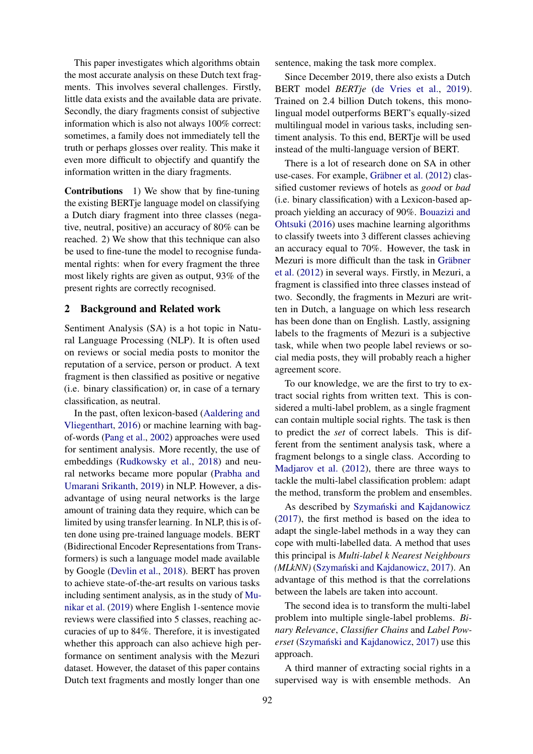This paper investigates which algorithms obtain the most accurate analysis on these Dutch text fragments. This involves several challenges. Firstly, little data exists and the available data are private. Secondly, the diary fragments consist of subjective information which is also not always 100% correct: sometimes, a family does not immediately tell the truth or perhaps glosses over reality. This make it even more difficult to objectify and quantify the information written in the diary fragments.

**Contributions** 1) We show that by fine-tuning the existing BERTje language model on classifying a Dutch diary fragment into three classes (negative, neutral, positive) an accuracy of 80% can be reached. 2) We show that this technique can also be used to fine-tune the model to recognise fundamental rights: when for every fragment the three most likely rights are given as output, 93% of the present rights are correctly recognised.

## 2 Background and Related work

Sentiment Analysis (SA) is a hot topic in Natural Language Processing (NLP). It is often used on reviews or social media posts to monitor the reputation of a service, person or product. A text fragment is then classified as positive or negative (i.e. binary classification) or, in case of a ternary classification, as neutral.

In the past, often lexicon-based (Aaldering and Vliegenthart, 2016) or machine learning with bag-of-words (Pang et al., 2002) approaches were used for sentiment analysis. More recently, the use of embeddings (Rudkowsky et al., 2018) and neural networks became more popular (Prabha and Umarani Srikanth, 2019) in NLP. However, a disadvantage of using neural networks is the large amount of training data they require, which can be limited by using transfer learning. In NLP, this is often done using pre-trained language models. BERT (Bidirectional Encoder Representations from Transformers) is such a language model made available by Google (Devlin et al., 2018). BERT has proven to achieve state-of-the-art results on various tasks including sentiment analysis, as in the study of Munikar et al. (2019) where English 1-sentence movie reviews were classified into 5 classes, reaching accuracies of up to 84%. Therefore, it is investigated whether this approach can also achieve high performance on sentiment analysis with the Mezuri dataset. However, the dataset of this paper contains Dutch text fragments and mostly longer than one sentence, making the task more complex.

Since December 2019, there also exists a Dutch BERT model *BERTje* (de Vries et al., 2019). Trained on 2.4 billion Dutch tokens, this monolingual model outperforms BERT's equally-sized multilingual model in various tasks, including sentiment analysis. To this end, BERTje will be used instead of the multi-language version of BERT.

There is a lot of research done on SA in other use-cases. For example, Gräbner et al. (2012) classified customer reviews of hotels as *good* or *bad* (i.e. binary classification) with a Lexicon-based approach yielding an accuracy of 90%. Bouazizi and Ohtsuki (2016) uses machine learning algorithms to classify tweets into 3 different classes achieving an accuracy equal to 70%. However, the task in Mezuri is more difficult than the task in Gräbner et al. (2012) in several ways. Firstly, in Mezuri, a fragment is classified into three classes instead of two. Secondly, the fragments in Mezuri are written in Dutch, a language on which less research has been done than on English. Lastly, assigning labels to the fragments of Mezuri is a subjective task, while when two people label reviews or social media posts, they will probably reach a higher agreement score.

To our knowledge, we are the first to try to extract social rights from written text. This is considered a multi-label problem, as a single fragment can contain multiple social rights. The task is then to predict the *set* of correct labels. This is different from the sentiment analysis task, where a fragment belongs to a single class. According to Madjarov et al. (2012), there are three ways to tackle the multi-label classification problem: adapt the method, transform the problem and ensembles.

As described by Szymański and Kajdanowicz (2017), the first method is based on the idea to adapt the single-label methods in a way they can cope with multi-labelled data. A method that uses this principal is *Multi-label k Nearest Neighbours (MLkNN)* (Szymański and Kajdanowicz, 2017). An advantage of this method is that the correlations between the labels are taken into account.

The second idea is to transform the multi-label problem into multiple single-label problems. *Binary Relevance*, *Classifier Chains* and *Label Powerset* (Szymański and Kajdanowicz, 2017) use this approach.

A third manner of extracting social rights in a supervised way is with ensemble methods. An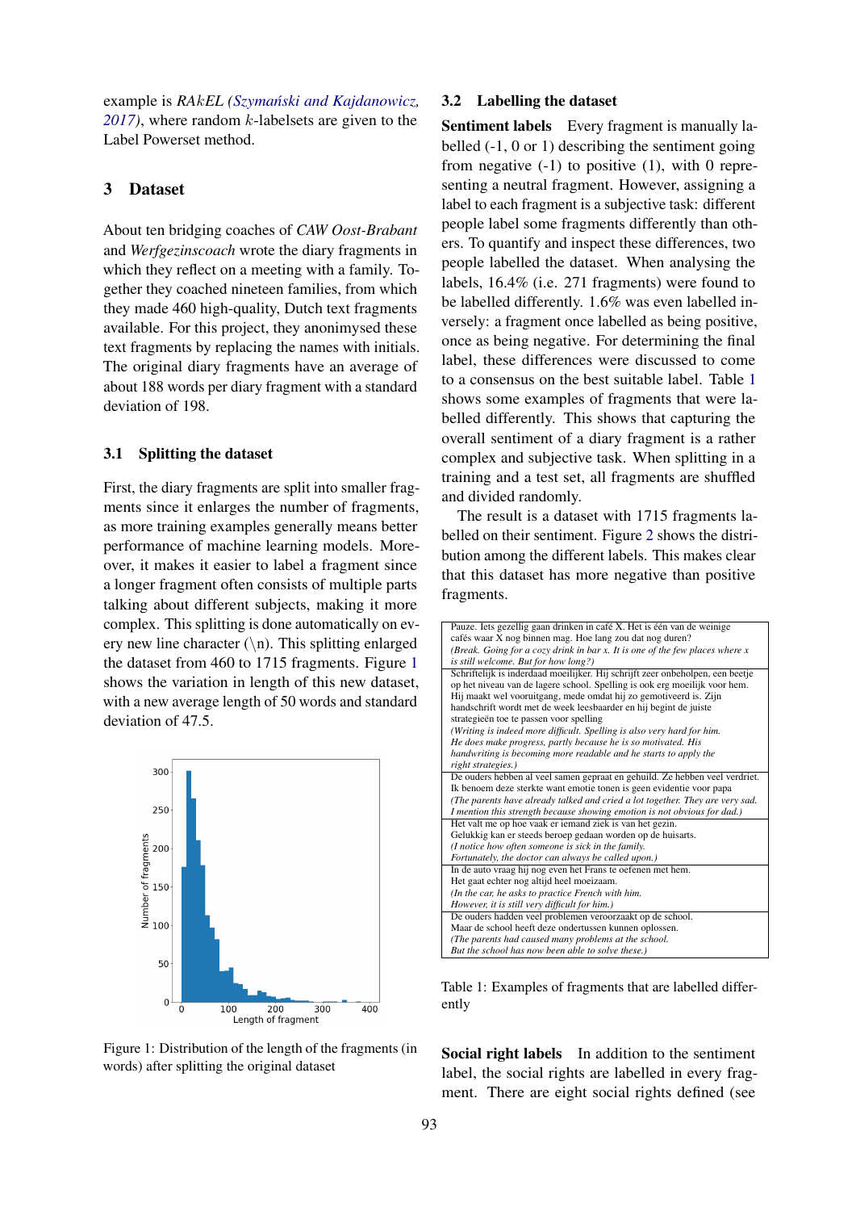example is *RAkEL* (Szymański and Kajdanowicz, 2017), where random $k$-labelsets are given to the Label Powerset method.

## 3 Dataset

About ten bridging coaches of *CAW Oost-Brabant* and *Werfgezinscoach* wrote the diary fragments in which they reflect on a meeting with a family. Together they coached nineteen families, from which they made 460 high-quality, Dutch text fragments available. For this project, they anonimysed these text fragments by replacing the names with initials. The original diary fragments have an average of about 188 words per diary fragment with a standard deviation of 198.

### 3.1 Splitting the dataset

First, the diary fragments are split into smaller fragments since it enlarges the number of fragments, as more training examples generally means better performance of machine learning models. Moreover, it makes it easier to label a fragment since a longer fragment often consists of multiple parts talking about different subjects, making it more complex. This splitting is done automatically on every new line character (\n). This splitting enlarged the dataset from 460 to 1715 fragments. Figure 1 shows the variation in length of this new dataset, with a new average length of 50 words and standard deviation of 47.5.

Figure 1: Distribution of the length of the fragments (in words) after splitting the original dataset

### 3.2 Labelling the dataset

**Sentiment labels** Every fragment is manually labelled (-1, 0 or 1) describing the sentiment going from negative (-1) to positive (1), with 0 representing a neutral fragment. However, assigning a label to each fragment is a subjective task: different people label some fragments differently than others. To quantify and inspect these differences, two people labelled the dataset. When analysing the labels, 16.4% (i.e. 271 fragments) were found to be labelled differently. 1.6% was even labelled inversely: a fragment once labelled as being positive, once as being negative. For determining the final label, these differences were discussed to come to a consensus on the best suitable label. Table 1 shows some examples of fragments that were labelled differently. This shows that capturing the overall sentiment of a diary fragment is a rather complex and subjective task. When splitting in a training and a test set, all fragments are shuffled and divided randomly.

The result is a dataset with 1715 fragments labelled on their sentiment. Figure 2 shows the distribution among the different labels. This makes clear that this dataset has more negative than positive fragments.

| |
|---|
| Pauze. Iets gezellig gaan drinken in café X. Het is één van de weinige cafés waar X nog binnen mag. Hoe lang zou dat nog duren?<br>*(Break. Going for a cozy drink in bar x. It is one of the few places where x is still welcome. But for how long?)* |
| Schriftelijk is inderdaad moeilijker. Hij schrijft zeer onbeholpen, een beetje op het niveau van de lagere school. Spelling is ook erg moeilijk voor hem. Hij maakt wel vooruitgang, mede omdat hij zo gemotiveerd is. Zijn handschrift wordt met de week leesbaarder en hij begint de juiste strategieën toe te passen voor spelling<br>*(Writing is indeed more difficult. Spelling is also very hard for him. He does make progress, partly because he is so motivated. His handwriting is becoming more readable and he starts to apply the right strategies.)* |
| De ouders hebben al veel samen gepraat en gehuild. Ze hebben veel verdriet. Ik benoem deze sterkte want emotie tonen is geen evidentie voor papa<br>*(The parents have already talked and cried a lot together. They are very sad. I mention this strength because showing emotion is not obvious for dad.)* |
| Het valt me op hoe vaak er iemand ziek is van het gezin. Gelukkig kan er steeds beroep gedaan worden op de huisarts.<br>*(I notice how often someone is sick in the family. Fortunately, the doctor can always be called upon.)* |
| In de auto vraag hij nog even het Frans te oefenen met hem. Het gaat echter nog altijd heel moeizaam.<br>*(In the car, he asks to practice French with him. However, it is still very difficult for him.)* |
| De ouders hadden veel problemen veroorzaakt op de school. Maar de school heeft deze ondertussen kunnen oplossen.<br>*(The parents had caused many problems at the school. But the school has now been able to solve these.)* |

Table 1: Examples of fragments that are labelled differently

**Social right labels** In addition to the sentiment label, the social rights are labelled in every fragment. There are eight social rights defined (see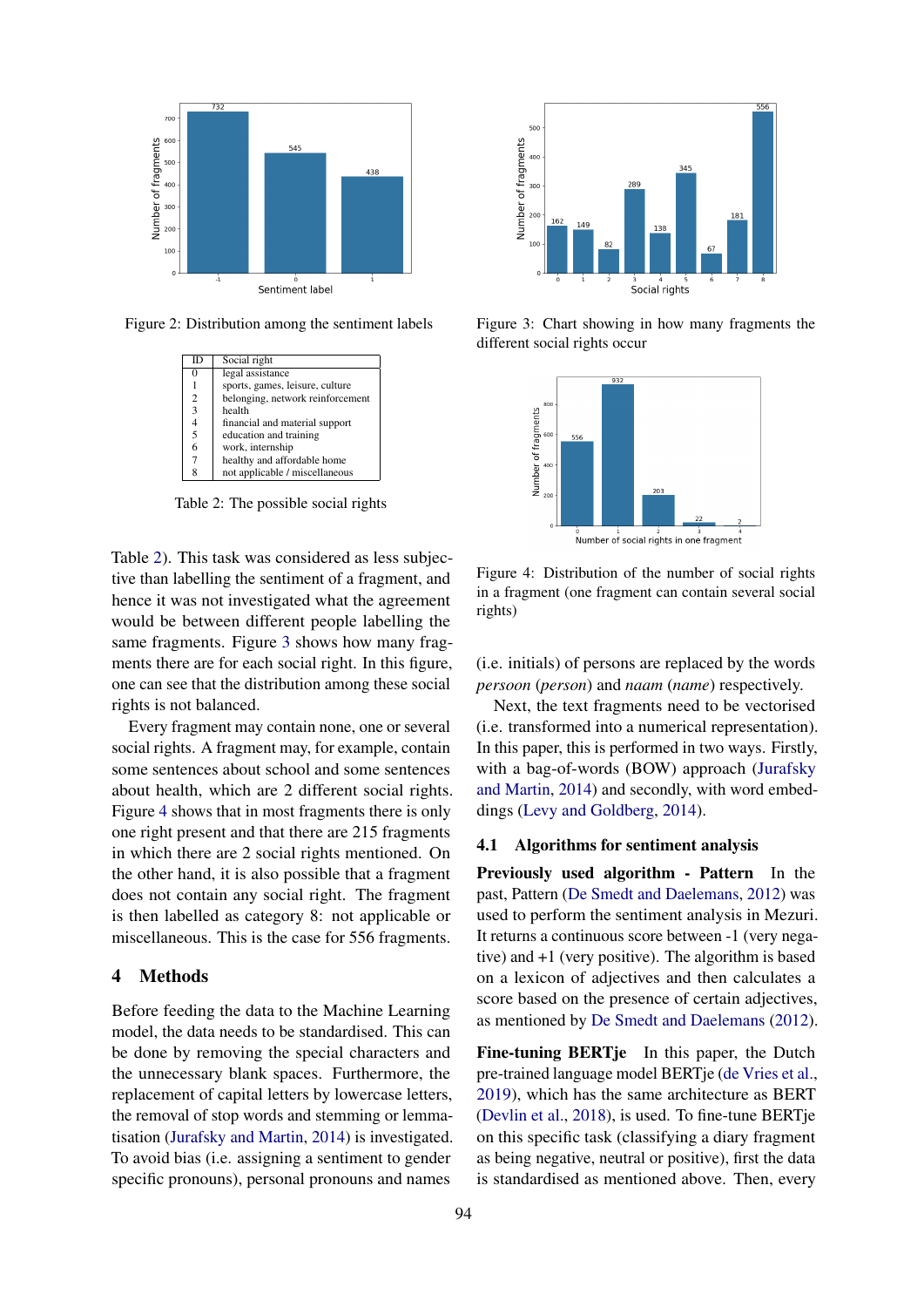Figure 2: Distribution among the sentiment labels

Figure 3: Chart showing in how many fragments the different social rights occur

| ID | Social right |
|---|---|
| 0 | legal assistance |
| 1 | sports, games, leisure, culture |
| 2 | belonging, network reinforcement |
| 3 | health |
| 4 | financial and material support |
| 5 | education and training |
| 6 | work, internship |
| 7 | healthy and affordable home |
| 8 | not applicable / miscellaneous |

Table 2: The possible social rights

Figure 4: Distribution of the number of social rights in a fragment (one fragment can contain several social rights)

Table 2). This task was considered as less subjective than labelling the sentiment of a fragment, and hence it was not investigated what the agreement would be between different people labelling the same fragments. Figure 3 shows how many fragments there are for each social right. In this figure, one can see that the distribution among these social rights is not balanced.

Every fragment may contain none, one or several social rights. A fragment may, for example, contain some sentences about school and some sentences about health, which are 2 different social rights. Figure 4 shows that in most fragments there is only one right present and that there are 215 fragments in which there are 2 social rights mentioned. On the other hand, it is also possible that a fragment does not contain any social right. The fragment is then labelled as category 8: not applicable or miscellaneous. This is the case for 556 fragments.

## 4 Methods

Before feeding the data to the Machine Learning model, the data needs to be standardised. This can be done by removing the special characters and the unnecessary blank spaces. Furthermore, the replacement of capital letters by lowercase letters, the removal of stop words and stemming or lemmatisation (Jurafsky and Martin, 2014) is investigated. To avoid bias (i.e. assigning a sentiment to gender specific pronouns), personal pronouns and names (i.e. initials) of persons are replaced by the words *persoon* (*person*) and *naam* (*name*) respectively.

Next, the text fragments need to be vectorised (i.e. transformed into a numerical representation). In this paper, this is performed in two ways. Firstly, with a bag-of-words (BOW) approach (Jurafsky and Martin, 2014) and secondly, with word embeddings (Levy and Goldberg, 2014).

### 4.1 Algorithms for sentiment analysis

**Previously used algorithm - Pattern** In the past, Pattern (De Smedt and Daelemans, 2012) was used to perform the sentiment analysis in Mezuri. It returns a continuous score between -1 (very negative) and +1 (very positive). The algorithm is based on a lexicon of adjectives and then calculates a score based on the presence of certain adjectives, as mentioned by De Smedt and Daelemans (2012).

**Fine-tuning BERTje** In this paper, the Dutch pre-trained language model BERTje (de Vries et al., 2019), which has the same architecture as BERT (Devlin et al., 2018), is used. To fine-tune BERTje on this specific task (classifying a diary fragment as being negative, neutral or positive), first the data is standardised as mentioned above. Then, every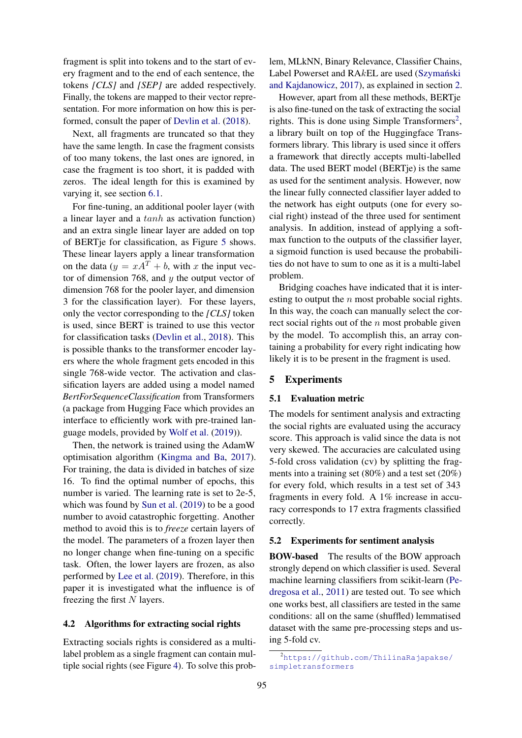fragment is split into tokens and to the start of every fragment and to the end of each sentence, the tokens *[CLS]* and *[SEP]* are added respectively. Finally, the tokens are mapped to their vector representation. For more information on how this is performed, consult the paper of Devlin et al. (2018).

Next, all fragments are truncated so that they have the same length. In case the fragment consists of too many tokens, the last ones are ignored, in case the fragment is too short, it is padded with zeros. The ideal length for this is examined by varying it, see section 6.1.

For fine-tuning, an additional pooler layer (with a linear layer and a $tanh$ as activation function) and an extra single linear layer are added on top of BERTje for classification, as Figure 5 shows. These linear layers apply a linear transformation on the data ($y = xA^T + b$, with $x$ the input vector of dimension 768, and $y$ the output vector of dimension 768 for the pooler layer, and dimension 3 for the classification layer). For these layers, only the vector corresponding to the *[CLS]* token is used, since BERT is trained to use this vector for classification tasks (Devlin et al., 2018). This is possible thanks to the transformer encoder layers where the whole fragment gets encoded in this single 768-wide vector. The activation and classification layers are added using a model named *BertForSequenceClassification* from Transformers (a package from Hugging Face which provides an interface to efficiently work with pre-trained language models, provided by Wolf et al. (2019)).

Then, the network is trained using the AdamW optimisation algorithm (Kingma and Ba, 2017). For training, the data is divided in batches of size 16. To find the optimal number of epochs, this number is varied. The learning rate is set to 2e-5, which was found by Sun et al. (2019) to be a good number to avoid catastrophic forgetting. Another method to avoid this is to *freeze* certain layers of the model. The parameters of a frozen layer then no longer change when fine-tuning on a specific task. Often, the lower layers are frozen, as also performed by Lee et al. (2019). Therefore, in this paper it is investigated what the influence is of freezing the first $N$ layers.

### 4.2 Algorithms for extracting social rights

Extracting socials rights is considered as a multi-label problem as a single fragment can contain multiple social rights (see Figure 4). To solve this problem, MLkNN, Binary Relevance, Classifier Chains, Label Powerset and RA$k$EL are used (Szymański and Kajdanowicz, 2017), as explained in section 2.

However, apart from all these methods, BERTje is also fine-tuned on the task of extracting the social rights. This is done using Simple Transformers[2], a library built on top of the Huggingface Transformers library. This library is used since it offers a framework that directly accepts multi-labelled data. The used BERT model (BERTje) is the same as used for the sentiment analysis. However, now the linear fully connected classifier layer added to the network has eight outputs (one for every social right) instead of the three used for sentiment analysis. In addition, instead of applying a softmax function to the outputs of the classifier layer, a sigmoid function is used because the probabilities do not have to sum to one as it is a multi-label problem.

Bridging coaches have indicated that it is interesting to output the $n$ most probable social rights. In this way, the coach can manually select the correct social rights out of the $n$ most probable given by the model. To accomplish this, an array containing a probability for every right indicating how likely it is to be present in the fragment is used.

## 5 Experiments

### 5.1 Evaluation metric

The models for sentiment analysis and extracting the social rights are evaluated using the accuracy score. This approach is valid since the data is not very skewed. The accuracies are calculated using 5-fold cross validation (cv) by splitting the fragments into a training set (80%) and a test set (20%) for every fold, which results in a test set of 343 fragments in every fold. A 1% increase in accuracy corresponds to 17 extra fragments classified correctly.

### 5.2 Experiments for sentiment analysis

**BOW-based** The results of the BOW approach strongly depend on which classifier is used. Several machine learning classifiers from scikit-learn (Pedregosa et al., 2011) are tested out. To see which one works best, all classifiers are tested in the same conditions: all on the same (shuffled) lemmatised dataset with the same pre-processing steps and using 5-fold cv.

[2] https://github.com/ThilinaRajapakse/simpletransformers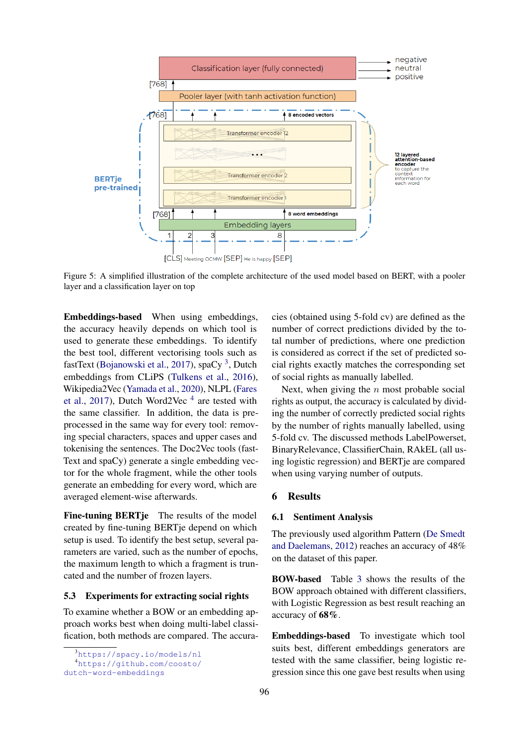Figure 5: A simplified illustration of the complete architecture of the used model based on BERT, with a pooler layer and a classification layer on top

**Embeddings-based** When using embeddings, the accuracy heavily depends on which tool is used to generate these embeddings. To identify the best tool, different vectorising tools such as fastText (Bojanowski et al., 2017), spaCy [3], Dutch embeddings from CLiPS (Tulkens et al., 2016), Wikipedia2Vec (Yamada et al., 2020), NLPL (Fares et al., 2017), Dutch Word2Vec [4] are tested with the same classifier. In addition, the data is preprocessed in the same way for every tool: removing special characters, spaces and upper cases and tokenising the sentences. The Doc2Vec tools (fastText and spaCy) generate a single embedding vector for the whole fragment, while the other tools generate an embedding for every word, which are averaged element-wise afterwards.

**Fine-tuning BERTje** The results of the model created by fine-tuning BERTje depend on which setup is used. To identify the best setup, several parameters are varied, such as the number of epochs, the maximum length to which a fragment is truncated and the number of frozen layers.

### 5.3 Experiments for extracting social rights

To examine whether a BOW or an embedding approach works best when doing multi-label classification, both methods are compared. The accuracies (obtained using 5-fold cv) are defined as the number of correct predictions divided by the total number of predictions, where one prediction is considered as correct if the set of predicted social rights exactly matches the corresponding set of social rights as manually labelled.

Next, when giving the $n$ most probable social rights as output, the accuracy is calculated by dividing the number of correctly predicted social rights by the number of rights manually labelled, using 5-fold cv. The discussed methods LabelPowerset, BinaryRelevance, ClassifierChain, RAkEL (all using logistic regression) and BERTje are compared when using varying number of outputs.

## 6 Results

### 6.1 Sentiment Analysis

The previously used algorithm Pattern (De Smedt and Daelemans, 2012) reaches an accuracy of 48% on the dataset of this paper.

**BOW-based** Table 3 shows the results of the BOW approach obtained with different classifiers, with Logistic Regression as best result reaching an accuracy of **68%**.

**Embeddings-based** To investigate which tool suits best, different embeddings generators are tested with the same classifier, being logistic regression since this one gave best results when using

[3] https://spacy.io/models/nl

[4] https://github.com/coosto/dutch-word-embeddings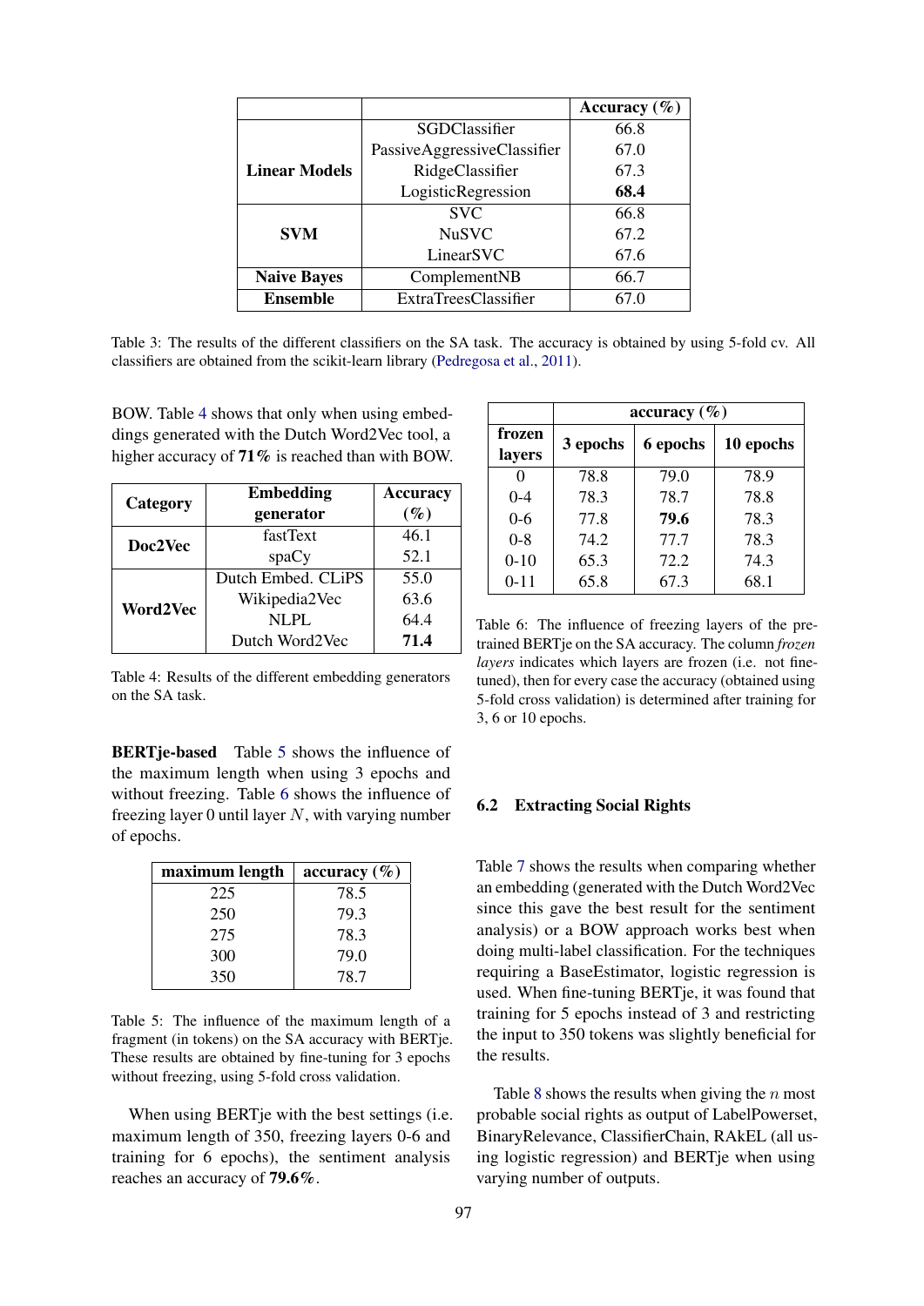| | | Accuracy (%) |
|---|---|---|
| **Linear Models** | SGDClassifier | 66.8 |
| | PassiveAggressiveClassifier | 67.0 |
| | RidgeClassifier | 67.3 |
| | LogisticRegression | **68.4** |
| **SVM** | SVC | 66.8 |
| | NuSVC | 67.2 |
| | LinearSVC | 67.6 |
| **Naive Bayes** | ComplementNB | 66.7 |
| **Ensemble** | ExtraTreesClassifier | 67.0 |

Table 3: The results of the different classifiers on the SA task. The accuracy is obtained by using 5-fold cv. All classifiers are obtained from the scikit-learn library (Pedregosa et al., 2011).

BOW. Table 4 shows that only when using embeddings generated with the Dutch Word2Vec tool, a higher accuracy of **71%** is reached than with BOW.

| Category | Embedding generator | Accuracy (%) |
|---|---|---|
| **Doc2Vec** | fastText | 46.1 |
| | spaCy | 52.1 |
| **Word2Vec** | Dutch Embed. CLiPS | 55.0 |
| | Wikipedia2Vec | 63.6 |
| | NLPL | 64.4 |
| | Dutch Word2Vec | **71.4** |

Table 4: Results of the different embedding generators on the SA task.

**BERTje-based** Table 5 shows the influence of the maximum length when using 3 epochs and without freezing. Table 6 shows the influence of freezing layer 0 until layer $N$, with varying number of epochs.

| maximum length | accuracy (%) |
|---|---|
| 225 | 78.5 |
| 250 | 79.3 |
| 275 | 78.3 |
| 300 | 79.0 |
| 350 | 78.7 |

Table 5: The influence of the maximum length of a fragment (in tokens) on the SA accuracy with BERTje. These results are obtained by fine-tuning for 3 epochs without freezing, using 5-fold cross validation.

When using BERTje with the best settings (i.e. maximum length of 350, freezing layers 0-6 and training for 6 epochs), the sentiment analysis reaches an accuracy of **79.6%**.

| frozen layers | accuracy (%) | | |
|---|---|---|---|
| | 3 epochs | 6 epochs | 10 epochs |
| 0 | 78.8 | 79.0 | 78.9 |
| 0-4 | 78.3 | 78.7 | 78.8 |
| 0-6 | 77.8 | **79.6** | 78.3 |
| 0-8 | 74.2 | 77.7 | 78.3 |
| 0-10 | 65.3 | 72.2 | 74.3 |
| 0-11 | 65.8 | 67.3 | 68.1 |

Table 6: The influence of freezing layers of the pre-trained BERTje on the SA accuracy. The column *frozen layers* indicates which layers are frozen (i.e. not fine-tuned), then for every case the accuracy (obtained using 5-fold cross validation) is determined after training for 3, 6 or 10 epochs.

### 6.2 Extracting Social Rights

Table 7 shows the results when comparing whether an embedding (generated with the Dutch Word2Vec since this gave the best result for the sentiment analysis) or a BOW approach works best when doing multi-label classification. For the techniques requiring a BaseEstimator, logistic regression is used. When fine-tuning BERTje, it was found that training for 5 epochs instead of 3 and restricting the input to 350 tokens was slightly beneficial for the results.

Table 8 shows the results when giving the $n$ most probable social rights as output of LabelPowerset, BinaryRelevance, ClassifierChain, RAkEL (all using logistic regression) and BERTje when using varying number of outputs.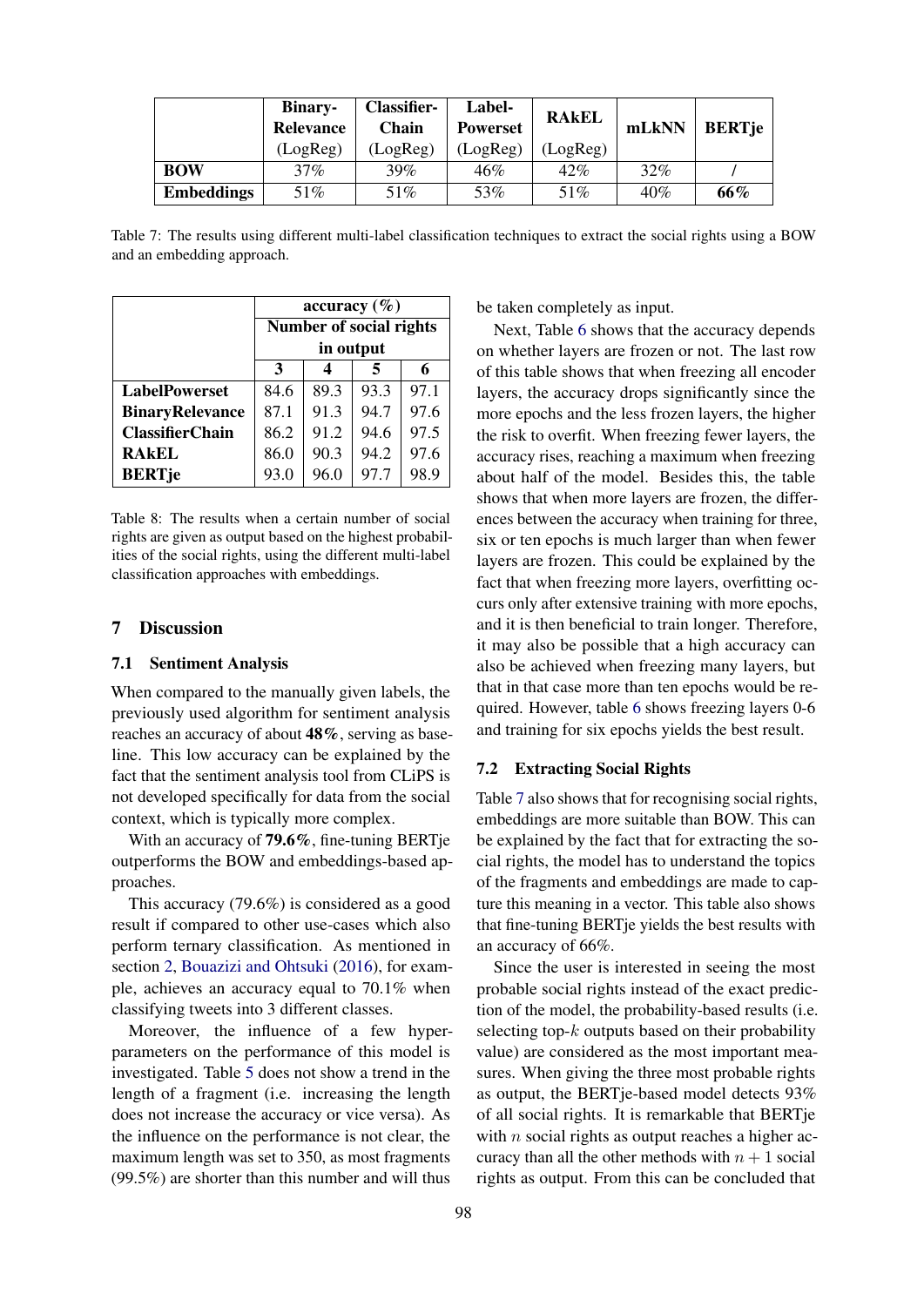| | **Binary-Relevance** (LogReg) | **Classifier-Chain** (LogReg) | **Label-Powerset** (LogReg) | **RAkEL** (LogReg) | **mLkNN** | **BERTje** |
|---|---|---|---|---|---|---|
| **BOW** | 37% | 39% | 46% | 42% | 32% | / |
| **Embeddings** | 51% | 51% | 53% | 51% | 40% | **66%** |

Table 7: The results using different multi-label classification techniques to extract the social rights using a BOW and an embedding approach.

| | **accuracy (%)** | | | |
|---|---|---|---|---|
| | **Number of social rights in output** | | | |
| | **3** | **4** | **5** | **6** |
| **LabelPowerset** | 84.6 | 89.3 | 93.3 | 97.1 |
| **BinaryRelevance** | 87.1 | 91.3 | 94.7 | 97.6 |
| **ClassifierChain** | 86.2 | 91.2 | 94.6 | 97.5 |
| **RAkEL** | 86.0 | 90.3 | 94.2 | 97.6 |
| **BERTje** | 93.0 | 96.0 | 97.7 | 98.9 |

Table 8: The results when a certain number of social rights are given as output based on the highest probabilities of the social rights, using the different multi-label classification approaches with embeddings.

## 7 Discussion

### 7.1 Sentiment Analysis

When compared to the manually given labels, the previously used algorithm for sentiment analysis reaches an accuracy of about **48%**, serving as baseline. This low accuracy can be explained by the fact that the sentiment analysis tool from CLiPS is not developed specifically for data from the social context, which is typically more complex.

With an accuracy of **79.6%**, fine-tuning BERTje outperforms the BOW and embeddings-based approaches.

This accuracy (79.6%) is considered as a good result if compared to other use-cases which also perform ternary classification. As mentioned in section 2, Bouazizi and Ohtsuki (2016), for example, achieves an accuracy equal to 70.1% when classifying tweets into 3 different classes.

Moreover, the influence of a few hyperparameters on the performance of this model is investigated. Table 5 does not show a trend in the length of a fragment (i.e. increasing the length does not increase the accuracy or vice versa). As the influence on the performance is not clear, the maximum length was set to 350, as most fragments (99.5%) are shorter than this number and will thus be taken completely as input.

Next, Table 6 shows that the accuracy depends on whether layers are frozen or not. The last row of this table shows that when freezing all encoder layers, the accuracy drops significantly since the more epochs and the less frozen layers, the higher the risk to overfit. When freezing fewer layers, the accuracy rises, reaching a maximum when freezing about half of the model. Besides this, the table shows that when more layers are frozen, the differences between the accuracy when training for three, six or ten epochs is much larger than when fewer layers are frozen. This could be explained by the fact that when freezing more layers, overfitting occurs only after extensive training with more epochs, and it is then beneficial to train longer. Therefore, it may also be possible that a high accuracy can also be achieved when freezing many layers, but that in that case more than ten epochs would be required. However, table 6 shows freezing layers 0-6 and training for six epochs yields the best result.

### 7.2 Extracting Social Rights

Table 7 also shows that for recognising social rights, embeddings are more suitable than BOW. This can be explained by the fact that for extracting the social rights, the model has to understand the topics of the fragments and embeddings are made to capture this meaning in a vector. This table also shows that fine-tuning BERTje yields the best results with an accuracy of 66%.

Since the user is interested in seeing the most probable social rights instead of the exact prediction of the model, the probability-based results (i.e. selecting top-$k$ outputs based on their probability value) are considered as the most important measures. When giving the three most probable rights as output, the BERTje-based model detects 93% of all social rights. It is remarkable that BERTje with $n$ social rights as output reaches a higher accuracy than all the other methods with $n + 1$ social rights as output. From this can be concluded that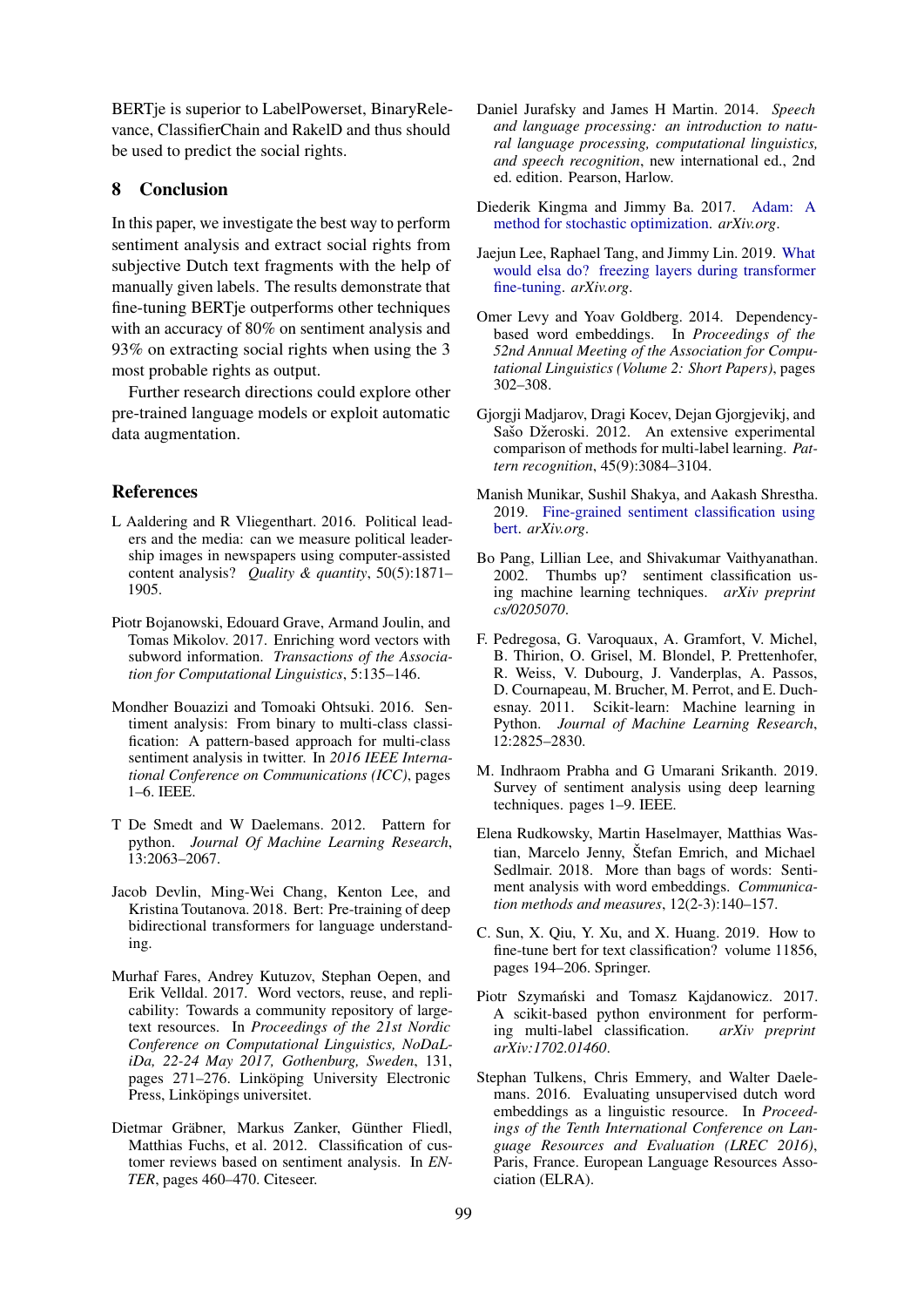BERTje is superior to LabelPowerset, BinaryRelevance, ClassifierChain and RakelD and thus should be used to predict the social rights.

## 8 Conclusion

In this paper, we investigate the best way to perform sentiment analysis and extract social rights from subjective Dutch text fragments with the help of manually given labels. The results demonstrate that fine-tuning BERTje outperforms other techniques with an accuracy of 80% on sentiment analysis and 93% on extracting social rights when using the 3 most probable rights as output.

Further research directions could explore other pre-trained language models or exploit automatic data augmentation.

## References

L Aaldering and R Vliegenthart. 2016. Political leaders and the media: can we measure political leadership images in newspapers using computer-assisted content analysis? *Quality & quantity*, 50(5):1871–1905.

Piotr Bojanowski, Edouard Grave, Armand Joulin, and Tomas Mikolov. 2017. Enriching word vectors with subword information. *Transactions of the Association for Computational Linguistics*, 5:135–146.

Mondher Bouazizi and Tomoaki Ohtsuki. 2016. Sentiment analysis: From binary to multi-class classification: A pattern-based approach for multi-class sentiment analysis in twitter. In *2016 IEEE International Conference on Communications (ICC)*, pages 1–6. IEEE.

T De Smedt and W Daelemans. 2012. Pattern for python. *Journal Of Machine Learning Research*, 13:2063–2067.

Jacob Devlin, Ming-Wei Chang, Kenton Lee, and Kristina Toutanova. 2018. Bert: Pre-training of deep bidirectional transformers for language understanding.

Murhaf Fares, Andrey Kutuzov, Stephan Oepen, and Erik Velldal. 2017. Word vectors, reuse, and replicability: Towards a community repository of large-text resources. In *Proceedings of the 21st Nordic Conference on Computational Linguistics, NoDaLiDa, 22-24 May 2017, Gothenburg, Sweden*, 131, pages 271–276. Linköping University Electronic Press, Linköpings universitet.

Dietmar Gräbner, Markus Zanker, Günther Fliedl, Matthias Fuchs, et al. 2012. Classification of customer reviews based on sentiment analysis. In *ENTER*, pages 460–470. Citeseer.

Daniel Jurafsky and James H Martin. 2014. *Speech and language processing: an introduction to natural language processing, computational linguistics, and speech recognition*, new international ed., 2nd ed. edition. Pearson, Harlow.

Diederik Kingma and Jimmy Ba. 2017. Adam: A method for stochastic optimization. *arXiv.org*.

Jaejun Lee, Raphael Tang, and Jimmy Lin. 2019. What would elsa do? freezing layers during transformer fine-tuning. *arXiv.org*.

Omer Levy and Yoav Goldberg. 2014. Dependency-based word embeddings. In *Proceedings of the 52nd Annual Meeting of the Association for Computational Linguistics (Volume 2: Short Papers)*, pages 302–308.

Gjorgji Madjarov, Dragi Kocev, Dejan Gjorgjevikj, and Sašo Džeroski. 2012. An extensive experimental comparison of methods for multi-label learning. *Pattern recognition*, 45(9):3084–3104.

Manish Munikar, Sushil Shakya, and Aakash Shrestha. 2019. Fine-grained sentiment classification using bert. *arXiv.org*.

Bo Pang, Lillian Lee, and Shivakumar Vaithyanathan. 2002. Thumbs up? sentiment classification using machine learning techniques. *arXiv preprint cs/0205070*.

F. Pedregosa, G. Varoquaux, A. Gramfort, V. Michel, B. Thirion, O. Grisel, M. Blondel, P. Prettenhofer, R. Weiss, V. Dubourg, J. Vanderplas, A. Passos, D. Cournapeau, M. Brucher, M. Perrot, and E. Duchesnay. 2011. Scikit-learn: Machine learning in Python. *Journal of Machine Learning Research*, 12:2825–2830.

M. Indhraom Prabha and G Umarani Srikanth. 2019. Survey of sentiment analysis using deep learning techniques. pages 1–9. IEEE.

Elena Rudkowsky, Martin Haselmayer, Matthias Wastian, Marcelo Jenny, Štefan Emrich, and Michael Sedlmair. 2018. More than bags of words: Sentiment analysis with word embeddings. *Communication methods and measures*, 12(2-3):140–157.

C. Sun, X. Qiu, Y. Xu, and X. Huang. 2019. How to fine-tune bert for text classification? volume 11856, pages 194–206. Springer.

Piotr Szymański and Tomasz Kajdanowicz. 2017. A scikit-based python environment for performing multi-label classification. *arXiv preprint arXiv:1702.01460*.

Stephan Tulkens, Chris Emmery, and Walter Daelemans. 2016. Evaluating unsupervised dutch word embeddings as a linguistic resource. In *Proceedings of the Tenth International Conference on Language Resources and Evaluation (LREC 2016)*, Paris, France. European Language Resources Association (ELRA).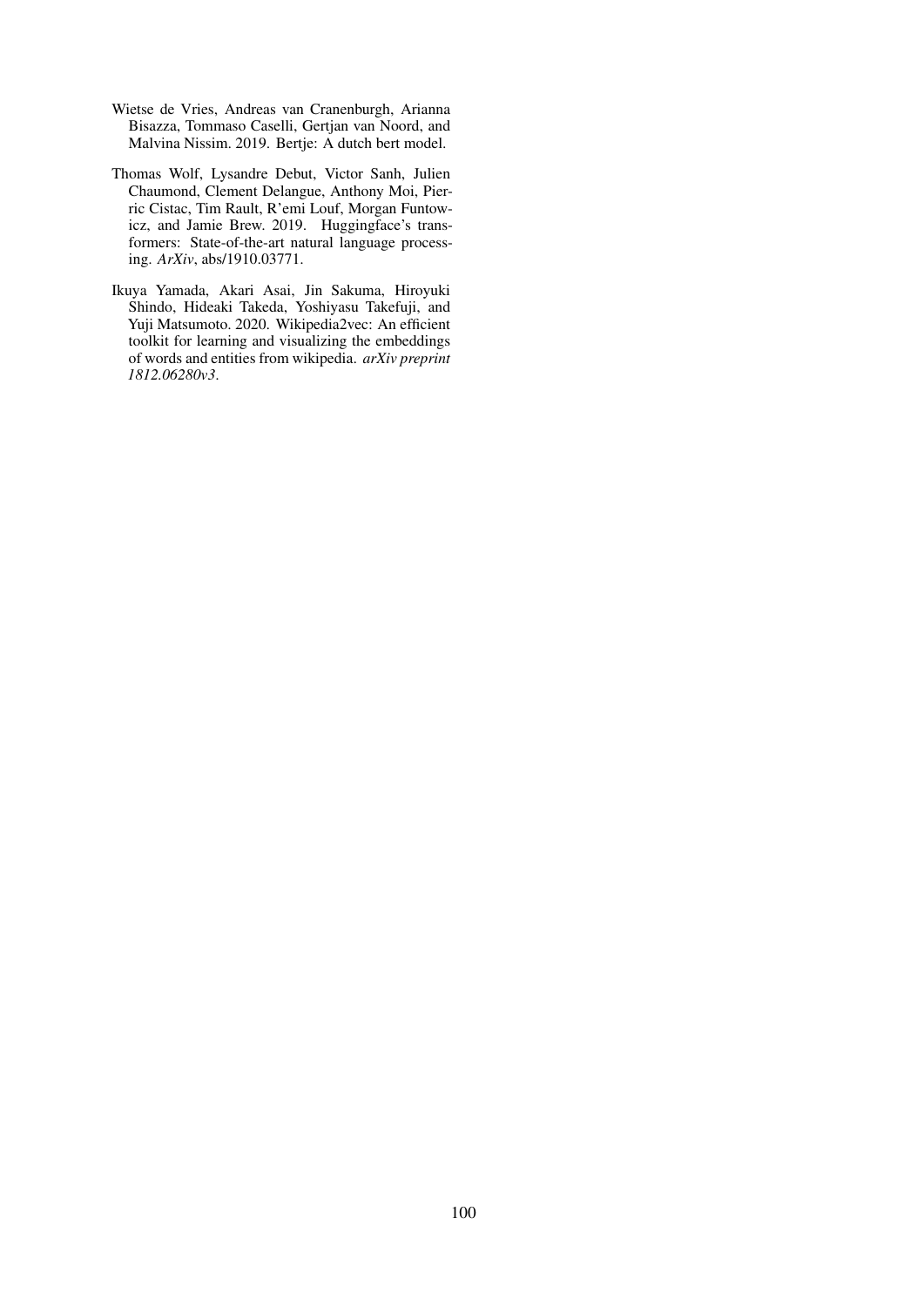Wietse de Vries, Andreas van Cranenburgh, Arianna Bisazza, Tommaso Caselli, Gertjan van Noord, and Malvina Nissim. 2019. Bertje: A dutch bert model.

Thomas Wolf, Lysandre Debut, Victor Sanh, Julien Chaumond, Clement Delangue, Anthony Moi, Pierric Cistac, Tim Rault, R'emi Louf, Morgan Funtowicz, and Jamie Brew. 2019. Huggingface's transformers: State-of-the-art natural language processing. *ArXiv*, abs/1910.03771.

Ikuya Yamada, Akari Asai, Jin Sakuma, Hiroyuki Shindo, Hideaki Takeda, Yoshiyasu Takefuji, and Yuji Matsumoto. 2020. Wikipedia2vec: An efficient toolkit for learning and visualizing the embeddings of words and entities from wikipedia. *arXiv preprint 1812.06280v3*.